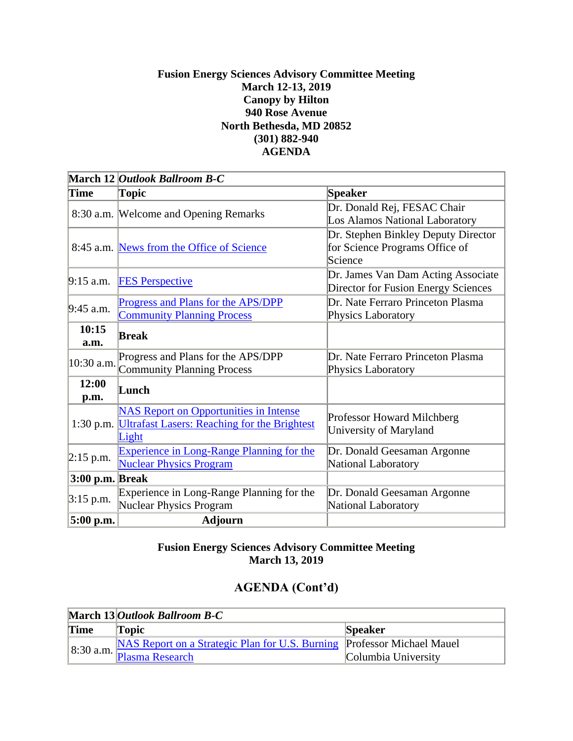**Fusion Energy Sciences Advisory Committee Meeting**
**March 12-13, 2019**
**Canopy by Hilton**
**940 Rose Avenue**
**North Bethesda, MD 20852**
**(301) 882-940**
**AGENDA**

| **March 12** | ***Outlook Ballroom B-C*** | |
|---|---|---|
| **Time** | **Topic** | **Speaker** |
| 8:30 a.m. | Welcome and Opening Remarks | Dr. Donald Rej, FESAC Chair Los Alamos National Laboratory |
| 8:45 a.m. | News from the Office of Science | Dr. Stephen Binkley Deputy Director for Science Programs Office of Science |
| 9:15 a.m. | FES Perspective | Dr. James Van Dam Acting Associate Director for Fusion Energy Sciences |
| 9:45 a.m. | Progress and Plans for the APS/DPP Community Planning Process | Dr. Nate Ferraro Princeton Plasma Physics Laboratory |
| **10:15 a.m.** | **Break** | |
| 10:30 a.m. | Progress and Plans for the APS/DPP Community Planning Process | Dr. Nate Ferraro Princeton Plasma Physics Laboratory |
| **12:00 p.m.** | **Lunch** | |
| 1:30 p.m. | NAS Report on Opportunities in Intense Ultrafast Lasers: Reaching for the Brightest Light | Professor Howard Milchberg University of Maryland |
| 2:15 p.m. | Experience in Long-Range Planning for the Nuclear Physics Program | Dr. Donald Geesaman Argonne National Laboratory |
| **3:00 p.m.** | **Break** | |
| 3:15 p.m. | Experience in Long-Range Planning for the Nuclear Physics Program | Dr. Donald Geesaman Argonne National Laboratory |
| **5:00 p.m.** | **Adjourn** | |

**Fusion Energy Sciences Advisory Committee Meeting**
**March 13, 2019**

## AGENDA (Cont'd)

| **March 13** | ***Outlook Ballroom B-C*** | |
|---|---|---|
| **Time** | **Topic** | **Speaker** |
| 8:30 a.m. | NAS Report on a Strategic Plan for U.S. Burning Plasma Research | Professor Michael Mauel Columbia University |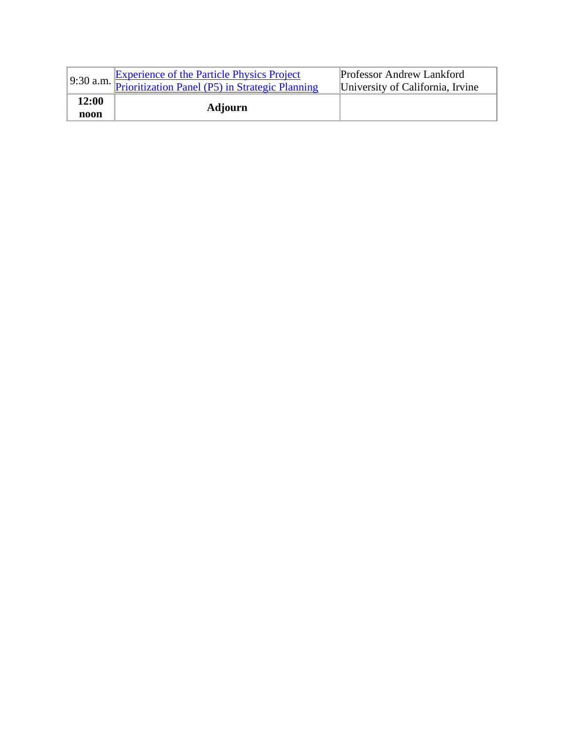| | | |
|---|---|---|
| 9:30 a.m. | Experience of the Particle Physics Project Prioritization Panel (P5) in Strategic Planning | Professor Andrew Lankford University of California, Irvine |
| **12:00 noon** | **Adjourn** | |